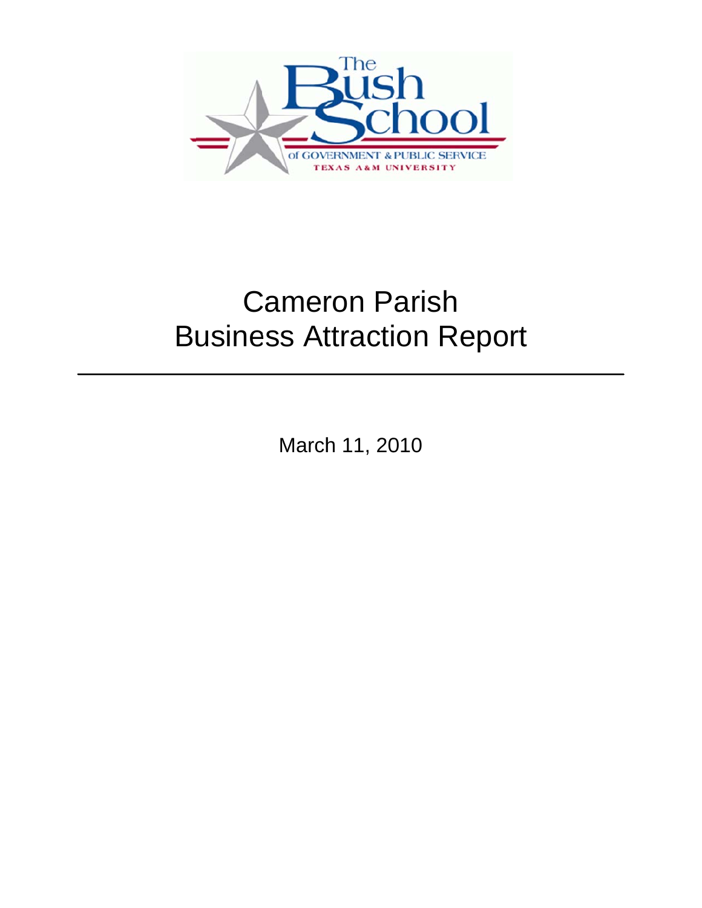The Bush School of Government & Public Service
Texas A&M University

# Cameron Parish Business Attraction Report

---

March 11, 2010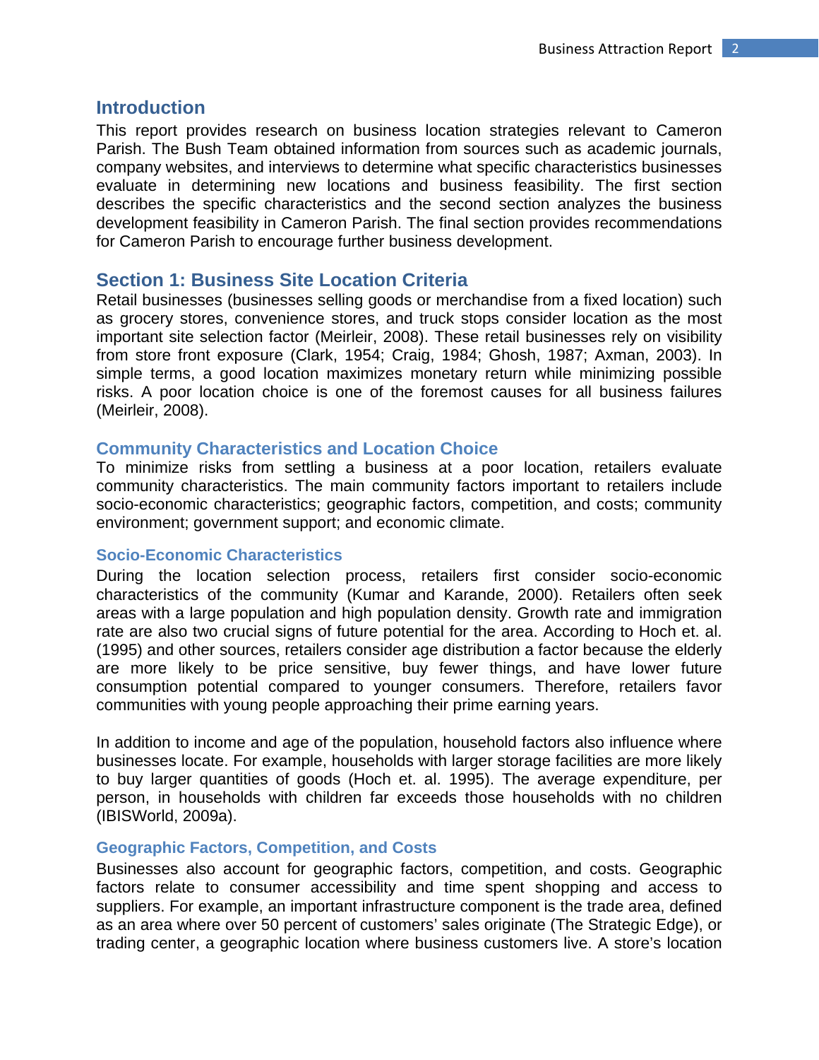## Introduction

This report provides research on business location strategies relevant to Cameron Parish. The Bush Team obtained information from sources such as academic journals, company websites, and interviews to determine what specific characteristics businesses evaluate in determining new locations and business feasibility. The first section describes the specific characteristics and the second section analyzes the business development feasibility in Cameron Parish. The final section provides recommendations for Cameron Parish to encourage further business development.

## Section 1: Business Site Location Criteria

Retail businesses (businesses selling goods or merchandise from a fixed location) such as grocery stores, convenience stores, and truck stops consider location as the most important site selection factor (Meirleir, 2008). These retail businesses rely on visibility from store front exposure (Clark, 1954; Craig, 1984; Ghosh, 1987; Axman, 2003). In simple terms, a good location maximizes monetary return while minimizing possible risks. A poor location choice is one of the foremost causes for all business failures (Meirleir, 2008).

### Community Characteristics and Location Choice

To minimize risks from settling a business at a poor location, retailers evaluate community characteristics. The main community factors important to retailers include socio-economic characteristics; geographic factors, competition, and costs; community environment; government support; and economic climate.

#### Socio-Economic Characteristics

During the location selection process, retailers first consider socio-economic characteristics of the community (Kumar and Karande, 2000). Retailers often seek areas with a large population and high population density. Growth rate and immigration rate are also two crucial signs of future potential for the area. According to Hoch et. al. (1995) and other sources, retailers consider age distribution a factor because the elderly are more likely to be price sensitive, buy fewer things, and have lower future consumption potential compared to younger consumers. Therefore, retailers favor communities with young people approaching their prime earning years.

In addition to income and age of the population, household factors also influence where businesses locate. For example, households with larger storage facilities are more likely to buy larger quantities of goods (Hoch et. al. 1995). The average expenditure, per person, in households with children far exceeds those households with no children (IBISWorld, 2009a).

#### Geographic Factors, Competition, and Costs

Businesses also account for geographic factors, competition, and costs. Geographic factors relate to consumer accessibility and time spent shopping and access to suppliers. For example, an important infrastructure component is the trade area, defined as an area where over 50 percent of customers' sales originate (The Strategic Edge), or trading center, a geographic location where business customers live. A store's location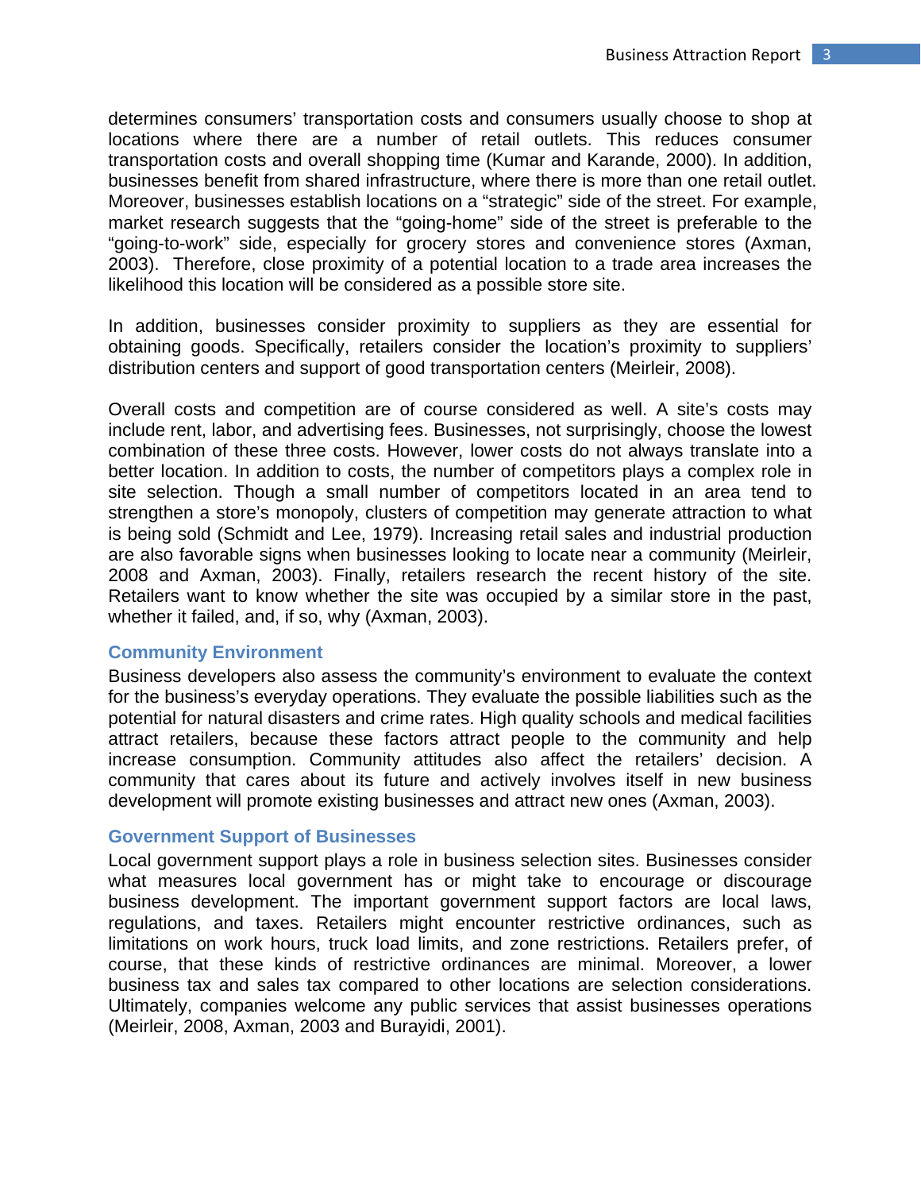determines consumers' transportation costs and consumers usually choose to shop at locations where there are a number of retail outlets. This reduces consumer transportation costs and overall shopping time (Kumar and Karande, 2000). In addition, businesses benefit from shared infrastructure, where there is more than one retail outlet. Moreover, businesses establish locations on a "strategic" side of the street. For example, market research suggests that the "going-home" side of the street is preferable to the "going-to-work" side, especially for grocery stores and convenience stores (Axman, 2003). Therefore, close proximity of a potential location to a trade area increases the likelihood this location will be considered as a possible store site.

In addition, businesses consider proximity to suppliers as they are essential for obtaining goods. Specifically, retailers consider the location's proximity to suppliers' distribution centers and support of good transportation centers (Meirleir, 2008).

Overall costs and competition are of course considered as well. A site's costs may include rent, labor, and advertising fees. Businesses, not surprisingly, choose the lowest combination of these three costs. However, lower costs do not always translate into a better location. In addition to costs, the number of competitors plays a complex role in site selection. Though a small number of competitors located in an area tend to strengthen a store's monopoly, clusters of competition may generate attraction to what is being sold (Schmidt and Lee, 1979). Increasing retail sales and industrial production are also favorable signs when businesses looking to locate near a community (Meirleir, 2008 and Axman, 2003). Finally, retailers research the recent history of the site. Retailers want to know whether the site was occupied by a similar store in the past, whether it failed, and, if so, why (Axman, 2003).

### Community Environment

Business developers also assess the community's environment to evaluate the context for the business's everyday operations. They evaluate the possible liabilities such as the potential for natural disasters and crime rates. High quality schools and medical facilities attract retailers, because these factors attract people to the community and help increase consumption. Community attitudes also affect the retailers' decision. A community that cares about its future and actively involves itself in new business development will promote existing businesses and attract new ones (Axman, 2003).

### Government Support of Businesses

Local government support plays a role in business selection sites. Businesses consider what measures local government has or might take to encourage or discourage business development. The important government support factors are local laws, regulations, and taxes. Retailers might encounter restrictive ordinances, such as limitations on work hours, truck load limits, and zone restrictions. Retailers prefer, of course, that these kinds of restrictive ordinances are minimal. Moreover, a lower business tax and sales tax compared to other locations are selection considerations. Ultimately, companies welcome any public services that assist businesses operations (Meirleir, 2008, Axman, 2003 and Burayidi, 2001).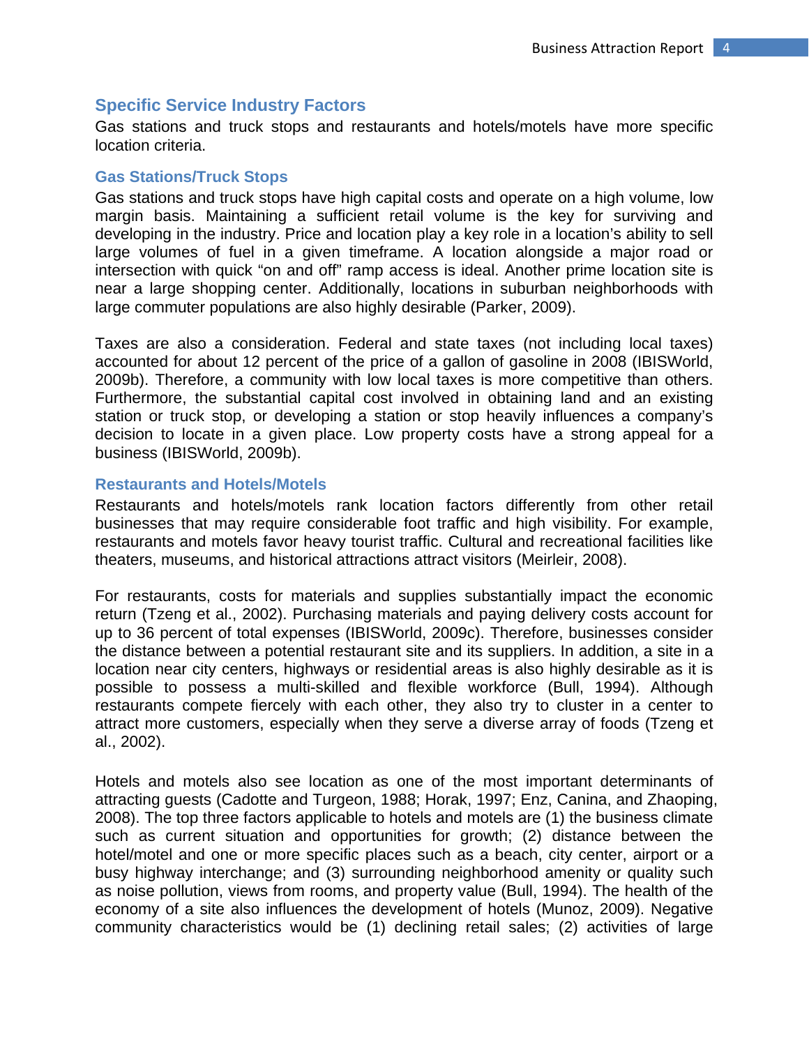## Specific Service Industry Factors

Gas stations and truck stops and restaurants and hotels/motels have more specific location criteria.

### Gas Stations/Truck Stops

Gas stations and truck stops have high capital costs and operate on a high volume, low margin basis. Maintaining a sufficient retail volume is the key for surviving and developing in the industry. Price and location play a key role in a location's ability to sell large volumes of fuel in a given timeframe. A location alongside a major road or intersection with quick "on and off" ramp access is ideal. Another prime location site is near a large shopping center. Additionally, locations in suburban neighborhoods with large commuter populations are also highly desirable (Parker, 2009).

Taxes are also a consideration. Federal and state taxes (not including local taxes) accounted for about 12 percent of the price of a gallon of gasoline in 2008 (IBISWorld, 2009b). Therefore, a community with low local taxes is more competitive than others. Furthermore, the substantial capital cost involved in obtaining land and an existing station or truck stop, or developing a station or stop heavily influences a company's decision to locate in a given place. Low property costs have a strong appeal for a business (IBISWorld, 2009b).

### Restaurants and Hotels/Motels

Restaurants and hotels/motels rank location factors differently from other retail businesses that may require considerable foot traffic and high visibility. For example, restaurants and motels favor heavy tourist traffic. Cultural and recreational facilities like theaters, museums, and historical attractions attract visitors (Meirleir, 2008).

For restaurants, costs for materials and supplies substantially impact the economic return (Tzeng et al., 2002). Purchasing materials and paying delivery costs account for up to 36 percent of total expenses (IBISWorld, 2009c). Therefore, businesses consider the distance between a potential restaurant site and its suppliers. In addition, a site in a location near city centers, highways or residential areas is also highly desirable as it is possible to possess a multi-skilled and flexible workforce (Bull, 1994). Although restaurants compete fiercely with each other, they also try to cluster in a center to attract more customers, especially when they serve a diverse array of foods (Tzeng et al., 2002).

Hotels and motels also see location as one of the most important determinants of attracting guests (Cadotte and Turgeon, 1988; Horak, 1997; Enz, Canina, and Zhaoping, 2008). The top three factors applicable to hotels and motels are (1) the business climate such as current situation and opportunities for growth; (2) distance between the hotel/motel and one or more specific places such as a beach, city center, airport or a busy highway interchange; and (3) surrounding neighborhood amenity or quality such as noise pollution, views from rooms, and property value (Bull, 1994). The health of the economy of a site also influences the development of hotels (Munoz, 2009). Negative community characteristics would be (1) declining retail sales; (2) activities of large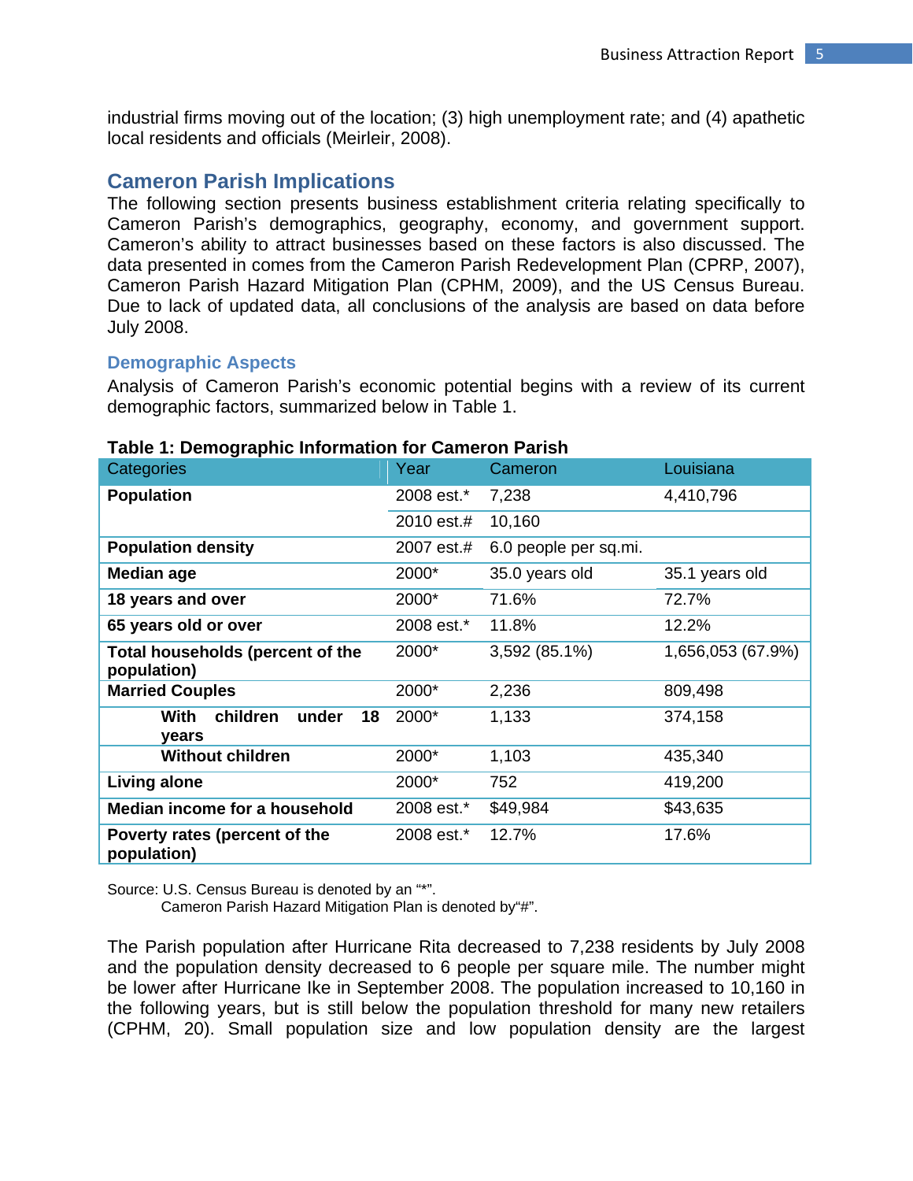industrial firms moving out of the location; (3) high unemployment rate; and (4) apathetic local residents and officials (Meirleir, 2008).

## Cameron Parish Implications

The following section presents business establishment criteria relating specifically to Cameron Parish's demographics, geography, economy, and government support. Cameron's ability to attract businesses based on these factors is also discussed. The data presented in comes from the Cameron Parish Redevelopment Plan (CPRP, 2007), Cameron Parish Hazard Mitigation Plan (CPHM, 2009), and the US Census Bureau. Due to lack of updated data, all conclusions of the analysis are based on data before July 2008.

### Demographic Aspects

Analysis of Cameron Parish's economic potential begins with a review of its current demographic factors, summarized below in Table 1.

**Table 1: Demographic Information for Cameron Parish**

| Categories | Year | Cameron | Louisiana |
|---|---|---|---|
| **Population** | 2008 est.* | 7,238 | 4,410,796 |
| | 2010 est.# | 10,160 | |
| **Population density** | 2007 est.# | 6.0 people per sq.mi. | |
| **Median age** | 2000* | 35.0 years old | 35.1 years old |
| **18 years and over** | 2000* | 71.6% | 72.7% |
| **65 years old or over** | 2008 est.* | 11.8% | 12.2% |
| **Total households (percent of the population)** | 2000* | 3,592 (85.1%) | 1,656,053 (67.9%) |
| **Married Couples** | 2000* | 2,236 | 809,498 |
| **With children under 18 years** | 2000* | 1,133 | 374,158 |
| **Without children** | 2000* | 1,103 | 435,340 |
| **Living alone** | 2000* | 752 | 419,200 |
| **Median income for a household** | 2008 est.* | $49,984 | $43,635 |
| **Poverty rates (percent of the population)** | 2008 est.* | 12.7% | 17.6% |

Source: U.S. Census Bureau is denoted by an "*".
Cameron Parish Hazard Mitigation Plan is denoted by"#".

The Parish population after Hurricane Rita decreased to 7,238 residents by July 2008 and the population density decreased to 6 people per square mile. The number might be lower after Hurricane Ike in September 2008. The population increased to 10,160 in the following years, but is still below the population threshold for many new retailers (CPHM, 20). Small population size and low population density are the largest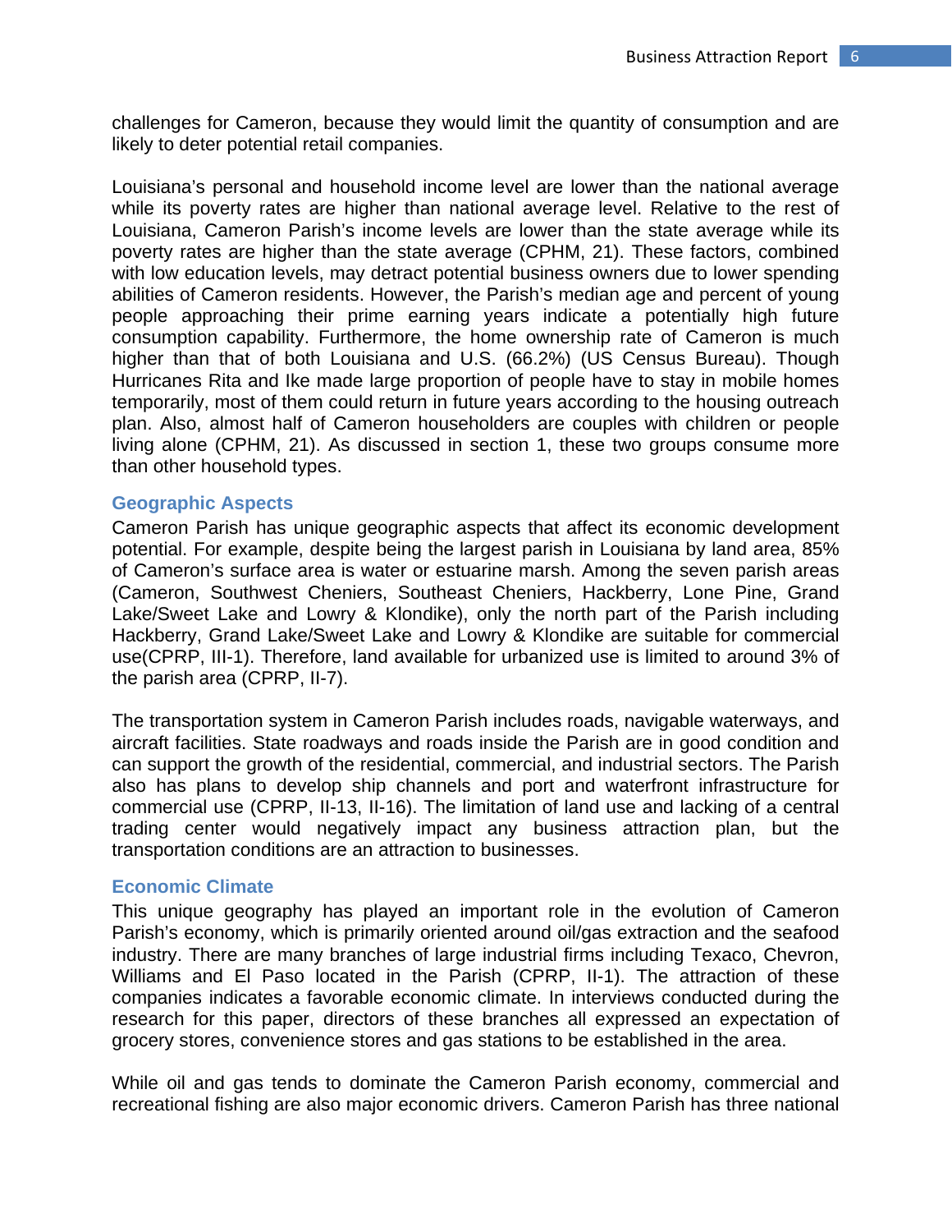challenges for Cameron, because they would limit the quantity of consumption and are likely to deter potential retail companies.

Louisiana's personal and household income level are lower than the national average while its poverty rates are higher than national average level. Relative to the rest of Louisiana, Cameron Parish's income levels are lower than the state average while its poverty rates are higher than the state average (CPHM, 21). These factors, combined with low education levels, may detract potential business owners due to lower spending abilities of Cameron residents. However, the Parish's median age and percent of young people approaching their prime earning years indicate a potentially high future consumption capability. Furthermore, the home ownership rate of Cameron is much higher than that of both Louisiana and U.S. (66.2%) (US Census Bureau). Though Hurricanes Rita and Ike made large proportion of people have to stay in mobile homes temporarily, most of them could return in future years according to the housing outreach plan. Also, almost half of Cameron householders are couples with children or people living alone (CPHM, 21). As discussed in section 1, these two groups consume more than other household types.

### Geographic Aspects

Cameron Parish has unique geographic aspects that affect its economic development potential. For example, despite being the largest parish in Louisiana by land area, 85% of Cameron's surface area is water or estuarine marsh. Among the seven parish areas (Cameron, Southwest Cheniers, Southeast Cheniers, Hackberry, Lone Pine, Grand Lake/Sweet Lake and Lowry & Klondike), only the north part of the Parish including Hackberry, Grand Lake/Sweet Lake and Lowry & Klondike are suitable for commercial use(CPRP, III-1). Therefore, land available for urbanized use is limited to around 3% of the parish area (CPRP, II-7).

The transportation system in Cameron Parish includes roads, navigable waterways, and aircraft facilities. State roadways and roads inside the Parish are in good condition and can support the growth of the residential, commercial, and industrial sectors. The Parish also has plans to develop ship channels and port and waterfront infrastructure for commercial use (CPRP, II-13, II-16). The limitation of land use and lacking of a central trading center would negatively impact any business attraction plan, but the transportation conditions are an attraction to businesses.

### Economic Climate

This unique geography has played an important role in the evolution of Cameron Parish's economy, which is primarily oriented around oil/gas extraction and the seafood industry. There are many branches of large industrial firms including Texaco, Chevron, Williams and El Paso located in the Parish (CPRP, II-1). The attraction of these companies indicates a favorable economic climate. In interviews conducted during the research for this paper, directors of these branches all expressed an expectation of grocery stores, convenience stores and gas stations to be established in the area.

While oil and gas tends to dominate the Cameron Parish economy, commercial and recreational fishing are also major economic drivers. Cameron Parish has three national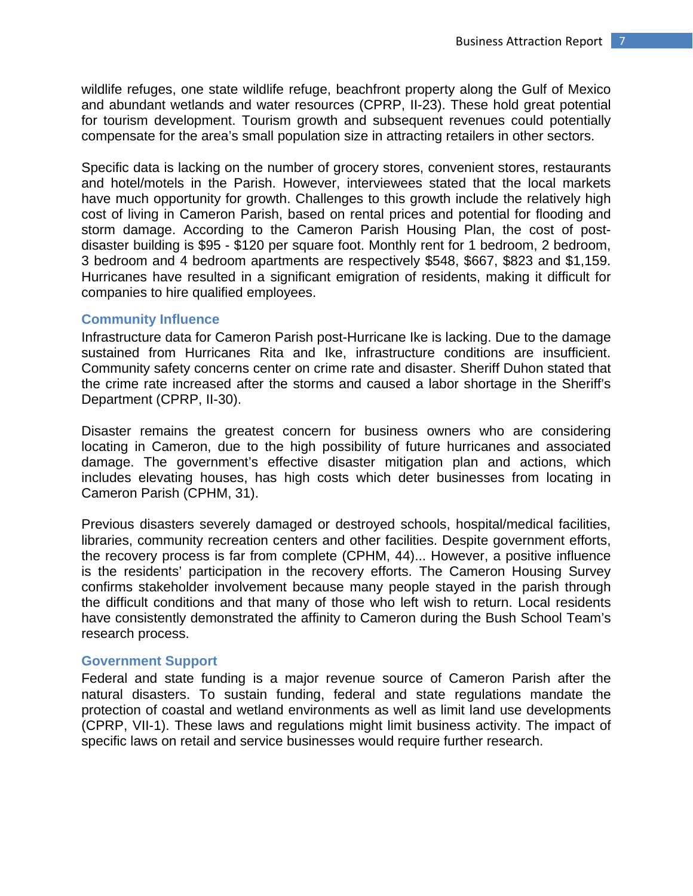wildlife refuges, one state wildlife refuge, beachfront property along the Gulf of Mexico and abundant wetlands and water resources (CPRP, II-23). These hold great potential for tourism development. Tourism growth and subsequent revenues could potentially compensate for the area's small population size in attracting retailers in other sectors.

Specific data is lacking on the number of grocery stores, convenient stores, restaurants and hotel/motels in the Parish. However, interviewees stated that the local markets have much opportunity for growth. Challenges to this growth include the relatively high cost of living in Cameron Parish, based on rental prices and potential for flooding and storm damage. According to the Cameron Parish Housing Plan, the cost of post-disaster building is $95 - $120 per square foot. Monthly rent for 1 bedroom, 2 bedroom, 3 bedroom and 4 bedroom apartments are respectively $548, $667, $823 and $1,159. Hurricanes have resulted in a significant emigration of residents, making it difficult for companies to hire qualified employees.

### Community Influence

Infrastructure data for Cameron Parish post-Hurricane Ike is lacking. Due to the damage sustained from Hurricanes Rita and Ike, infrastructure conditions are insufficient. Community safety concerns center on crime rate and disaster. Sheriff Duhon stated that the crime rate increased after the storms and caused a labor shortage in the Sheriff's Department (CPRP, II-30).

Disaster remains the greatest concern for business owners who are considering locating in Cameron, due to the high possibility of future hurricanes and associated damage. The government's effective disaster mitigation plan and actions, which includes elevating houses, has high costs which deter businesses from locating in Cameron Parish (CPHM, 31).

Previous disasters severely damaged or destroyed schools, hospital/medical facilities, libraries, community recreation centers and other facilities. Despite government efforts, the recovery process is far from complete (CPHM, 44)... However, a positive influence is the residents' participation in the recovery efforts. The Cameron Housing Survey confirms stakeholder involvement because many people stayed in the parish through the difficult conditions and that many of those who left wish to return. Local residents have consistently demonstrated the affinity to Cameron during the Bush School Team's research process.

### Government Support

Federal and state funding is a major revenue source of Cameron Parish after the natural disasters. To sustain funding, federal and state regulations mandate the protection of coastal and wetland environments as well as limit land use developments (CPRP, VII-1). These laws and regulations might limit business activity. The impact of specific laws on retail and service businesses would require further research.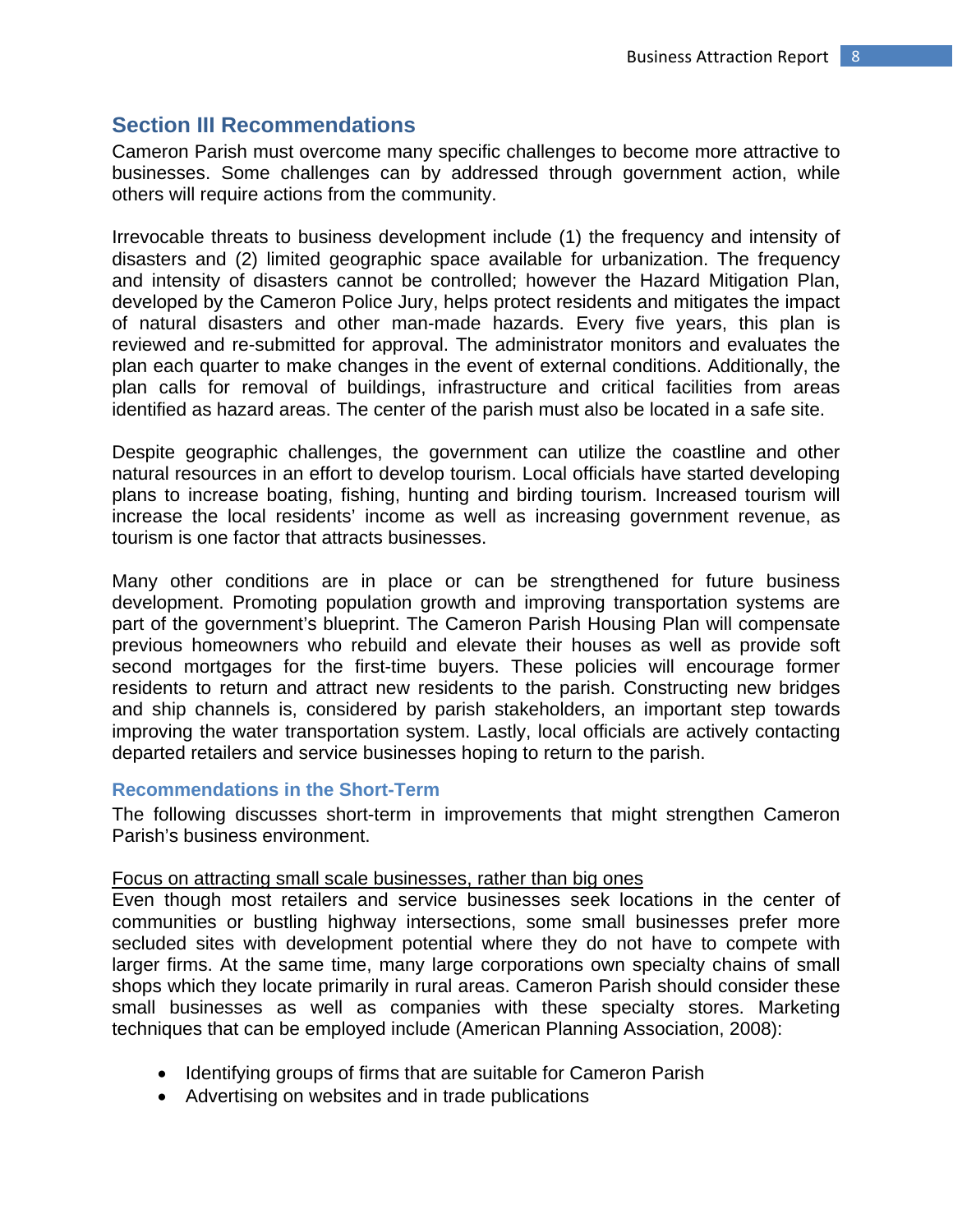## Section III Recommendations

Cameron Parish must overcome many specific challenges to become more attractive to businesses. Some challenges can by addressed through government action, while others will require actions from the community.

Irrevocable threats to business development include (1) the frequency and intensity of disasters and (2) limited geographic space available for urbanization. The frequency and intensity of disasters cannot be controlled; however the Hazard Mitigation Plan, developed by the Cameron Police Jury, helps protect residents and mitigates the impact of natural disasters and other man-made hazards. Every five years, this plan is reviewed and re-submitted for approval. The administrator monitors and evaluates the plan each quarter to make changes in the event of external conditions. Additionally, the plan calls for removal of buildings, infrastructure and critical facilities from areas identified as hazard areas. The center of the parish must also be located in a safe site.

Despite geographic challenges, the government can utilize the coastline and other natural resources in an effort to develop tourism. Local officials have started developing plans to increase boating, fishing, hunting and birding tourism. Increased tourism will increase the local residents' income as well as increasing government revenue, as tourism is one factor that attracts businesses.

Many other conditions are in place or can be strengthened for future business development. Promoting population growth and improving transportation systems are part of the government's blueprint. The Cameron Parish Housing Plan will compensate previous homeowners who rebuild and elevate their houses as well as provide soft second mortgages for the first-time buyers. These policies will encourage former residents to return and attract new residents to the parish. Constructing new bridges and ship channels is, considered by parish stakeholders, an important step towards improving the water transportation system. Lastly, local officials are actively contacting departed retailers and service businesses hoping to return to the parish.

### Recommendations in the Short-Term

The following discusses short-term in improvements that might strengthen Cameron Parish's business environment.

<u>Focus on attracting small scale businesses, rather than big ones</u>

Even though most retailers and service businesses seek locations in the center of communities or bustling highway intersections, some small businesses prefer more secluded sites with development potential where they do not have to compete with larger firms. At the same time, many large corporations own specialty chains of small shops which they locate primarily in rural areas. Cameron Parish should consider these small businesses as well as companies with these specialty stores. Marketing techniques that can be employed include (American Planning Association, 2008):

- Identifying groups of firms that are suitable for Cameron Parish
- Advertising on websites and in trade publications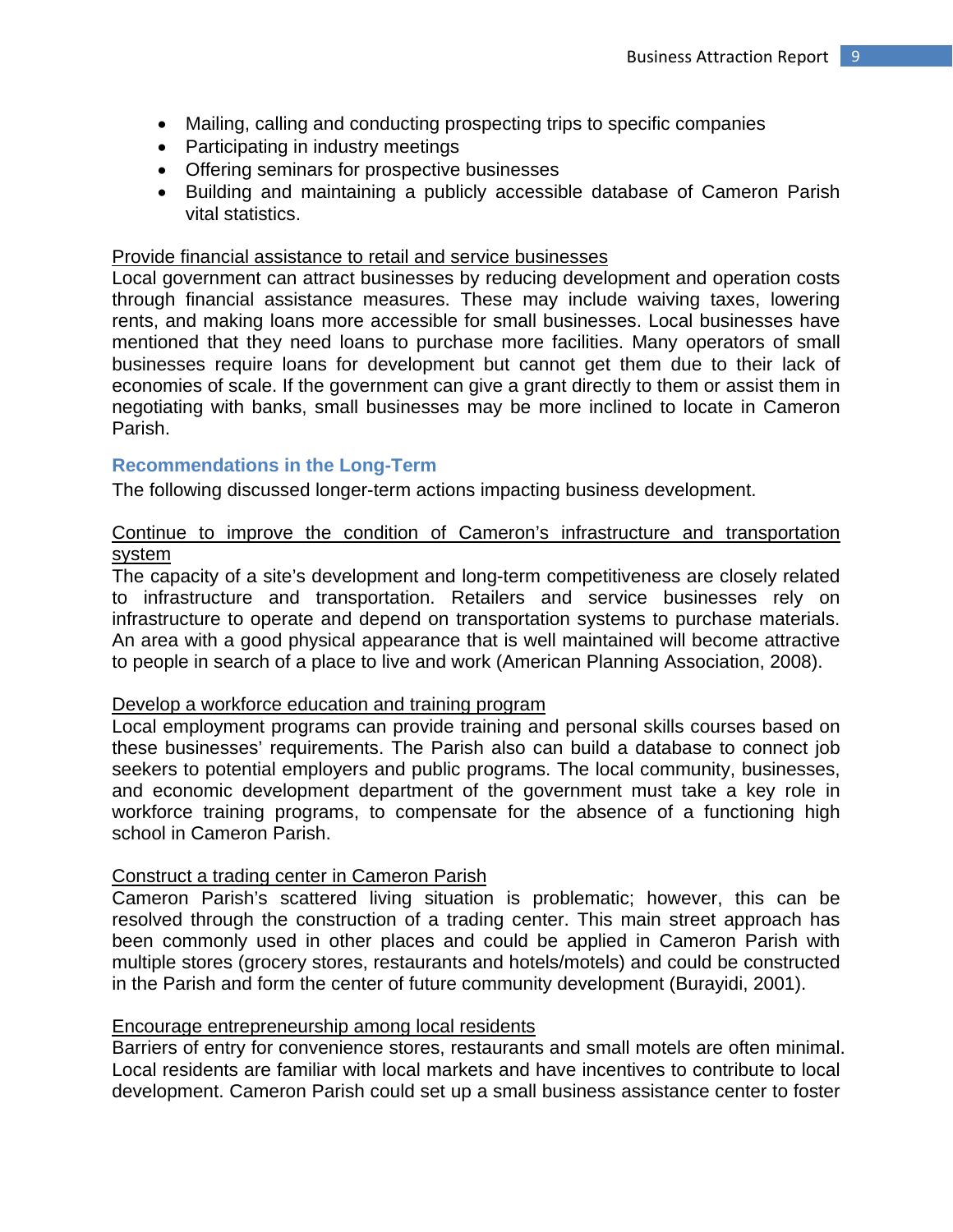- Mailing, calling and conducting prospecting trips to specific companies
- Participating in industry meetings
- Offering seminars for prospective businesses
- Building and maintaining a publicly accessible database of Cameron Parish vital statistics.

<u>Provide financial assistance to retail and service businesses</u>

Local government can attract businesses by reducing development and operation costs through financial assistance measures. These may include waiving taxes, lowering rents, and making loans more accessible for small businesses. Local businesses have mentioned that they need loans to purchase more facilities. Many operators of small businesses require loans for development but cannot get them due to their lack of economies of scale. If the government can give a grant directly to them or assist them in negotiating with banks, small businesses may be more inclined to locate in Cameron Parish.

### Recommendations in the Long-Term

The following discussed longer-term actions impacting business development.

<u>Continue to improve the condition of Cameron's infrastructure and transportation system</u>

The capacity of a site's development and long-term competitiveness are closely related to infrastructure and transportation. Retailers and service businesses rely on infrastructure to operate and depend on transportation systems to purchase materials. An area with a good physical appearance that is well maintained will become attractive to people in search of a place to live and work (American Planning Association, 2008).

<u>Develop a workforce education and training program</u>

Local employment programs can provide training and personal skills courses based on these businesses' requirements. The Parish also can build a database to connect job seekers to potential employers and public programs. The local community, businesses, and economic development department of the government must take a key role in workforce training programs, to compensate for the absence of a functioning high school in Cameron Parish.

<u>Construct a trading center in Cameron Parish</u>

Cameron Parish's scattered living situation is problematic; however, this can be resolved through the construction of a trading center. This main street approach has been commonly used in other places and could be applied in Cameron Parish with multiple stores (grocery stores, restaurants and hotels/motels) and could be constructed in the Parish and form the center of future community development (Burayidi, 2001).

<u>Encourage entrepreneurship among local residents</u>

Barriers of entry for convenience stores, restaurants and small motels are often minimal. Local residents are familiar with local markets and have incentives to contribute to local development. Cameron Parish could set up a small business assistance center to foster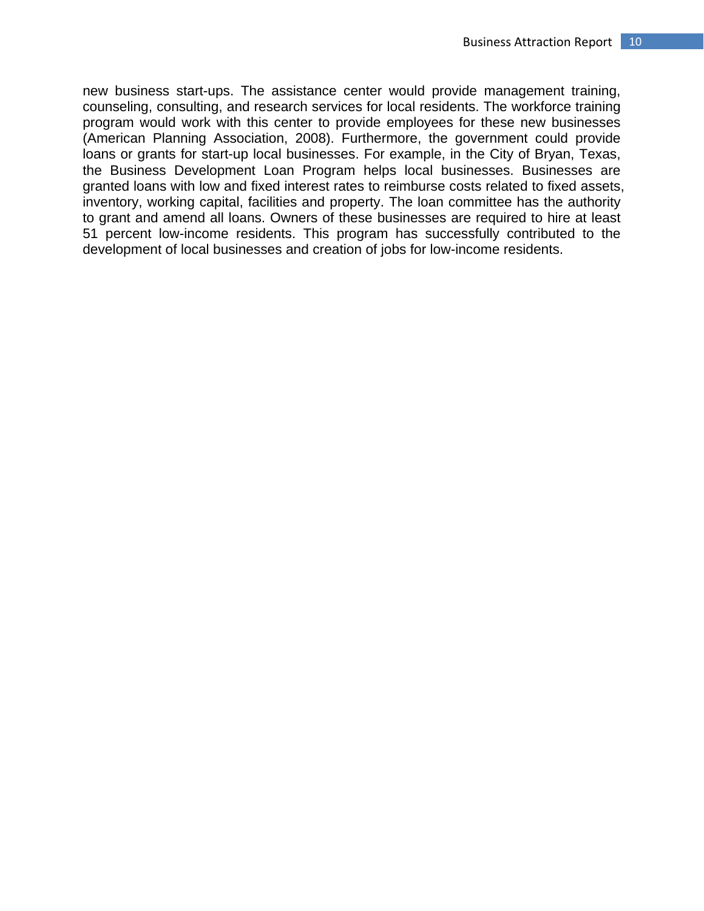new business start-ups. The assistance center would provide management training, counseling, consulting, and research services for local residents. The workforce training program would work with this center to provide employees for these new businesses (American Planning Association, 2008). Furthermore, the government could provide loans or grants for start-up local businesses. For example, in the City of Bryan, Texas, the Business Development Loan Program helps local businesses. Businesses are granted loans with low and fixed interest rates to reimburse costs related to fixed assets, inventory, working capital, facilities and property. The loan committee has the authority to grant and amend all loans. Owners of these businesses are required to hire at least 51 percent low-income residents. This program has successfully contributed to the development of local businesses and creation of jobs for low-income residents.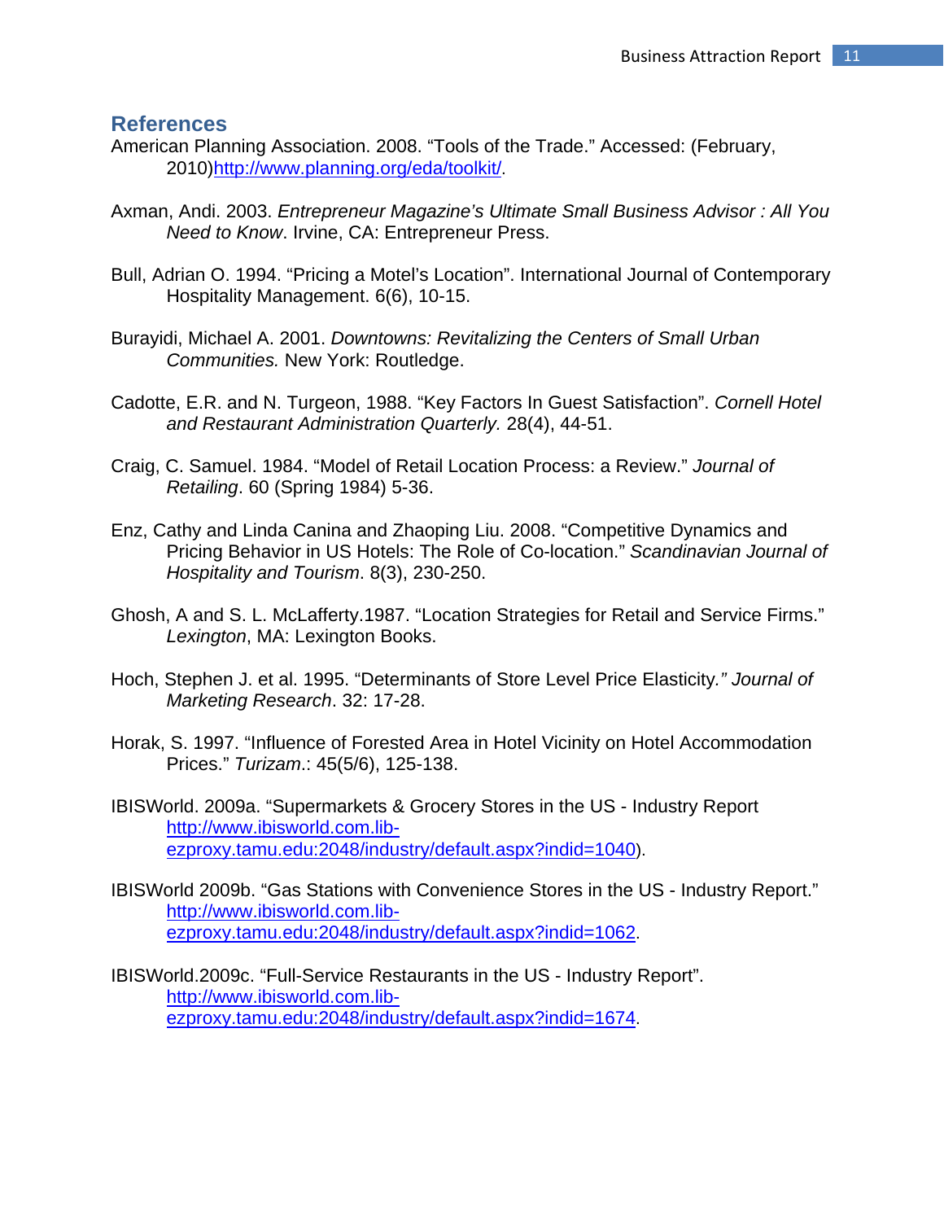## References

American Planning Association. 2008. “Tools of the Trade.” Accessed: (February, 2010)http://www.planning.org/eda/toolkit/.

Axman, Andi. 2003. *Entrepreneur Magazine's Ultimate Small Business Advisor : All You Need to Know*. Irvine, CA: Entrepreneur Press.

Bull, Adrian O. 1994. “Pricing a Motel's Location”. International Journal of Contemporary Hospitality Management. 6(6), 10-15.

Burayidi, Michael A. 2001. *Downtowns: Revitalizing the Centers of Small Urban Communities.* New York: Routledge.

Cadotte, E.R. and N. Turgeon, 1988. “Key Factors In Guest Satisfaction”. *Cornell Hotel and Restaurant Administration Quarterly.* 28(4), 44-51.

Craig, C. Samuel. 1984. “Model of Retail Location Process: a Review.” *Journal of Retailing*. 60 (Spring 1984) 5-36.

Enz, Cathy and Linda Canina and Zhaoping Liu. 2008. “Competitive Dynamics and Pricing Behavior in US Hotels: The Role of Co-location.” *Scandinavian Journal of Hospitality and Tourism*. 8(3), 230-250.

Ghosh, A and S. L. McLafferty.1987. “Location Strategies for Retail and Service Firms.” *Lexington*, MA: Lexington Books.

Hoch, Stephen J. et al. 1995. “Determinants of Store Level Price Elasticity.*” Journal of Marketing Research*. 32: 17-28.

Horak, S. 1997. “Influence of Forested Area in Hotel Vicinity on Hotel Accommodation Prices.” *Turizam*.: 45(5/6), 125-138.

IBISWorld. 2009a. “Supermarkets & Grocery Stores in the US - Industry Report http://www.ibisworld.com.lib-ezproxy.tamu.edu:2048/industry/default.aspx?indid=1040).

IBISWorld 2009b. “Gas Stations with Convenience Stores in the US - Industry Report.” http://www.ibisworld.com.lib-ezproxy.tamu.edu:2048/industry/default.aspx?indid=1062.

IBISWorld.2009c. “Full-Service Restaurants in the US - Industry Report”. http://www.ibisworld.com.lib-ezproxy.tamu.edu:2048/industry/default.aspx?indid=1674.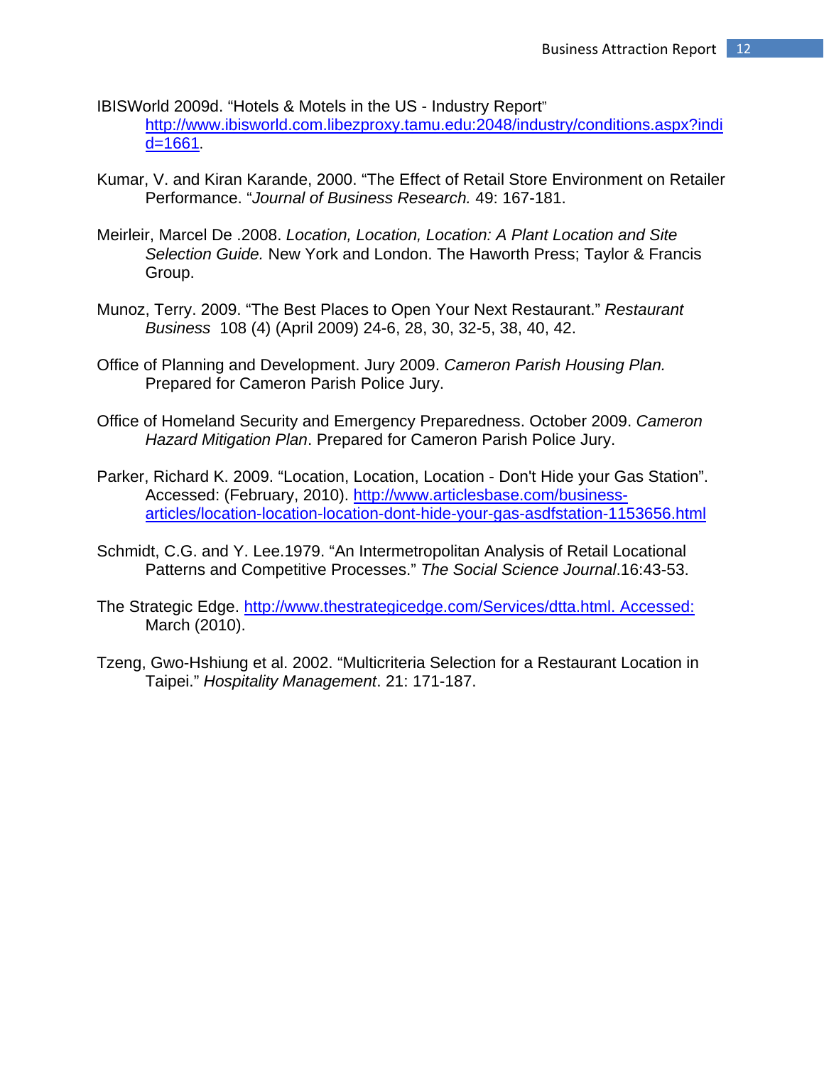IBISWorld 2009d. "Hotels & Motels in the US - Industry Report" http://www.ibisworld.com.libezproxy.tamu.edu:2048/industry/conditions.aspx?indid=1661.

Kumar, V. and Kiran Karande, 2000. "The Effect of Retail Store Environment on Retailer Performance. "*Journal of Business Research.* 49: 167-181.

Meirleir, Marcel De .2008. *Location, Location, Location: A Plant Location and Site Selection Guide.* New York and London. The Haworth Press; Taylor & Francis Group.

Munoz, Terry. 2009. "The Best Places to Open Your Next Restaurant." *Restaurant Business* 108 (4) (April 2009) 24-6, 28, 30, 32-5, 38, 40, 42.

Office of Planning and Development. Jury 2009. *Cameron Parish Housing Plan.* Prepared for Cameron Parish Police Jury.

Office of Homeland Security and Emergency Preparedness. October 2009. *Cameron Hazard Mitigation Plan*. Prepared for Cameron Parish Police Jury.

Parker, Richard K. 2009. "Location, Location, Location - Don't Hide your Gas Station". Accessed: (February, 2010). http://www.articlesbase.com/business-articles/location-location-location-dont-hide-your-gas-asdfstation-1153656.html

Schmidt, C.G. and Y. Lee.1979. "An Intermetropolitan Analysis of Retail Locational Patterns and Competitive Processes." *The Social Science Journal*.16:43-53.

The Strategic Edge. http://www.thestrategicedge.com/Services/dtta.html. Accessed: March (2010).

Tzeng, Gwo-Hshiung et al. 2002. "Multicriteria Selection for a Restaurant Location in Taipei." *Hospitality Management*. 21: 171-187.